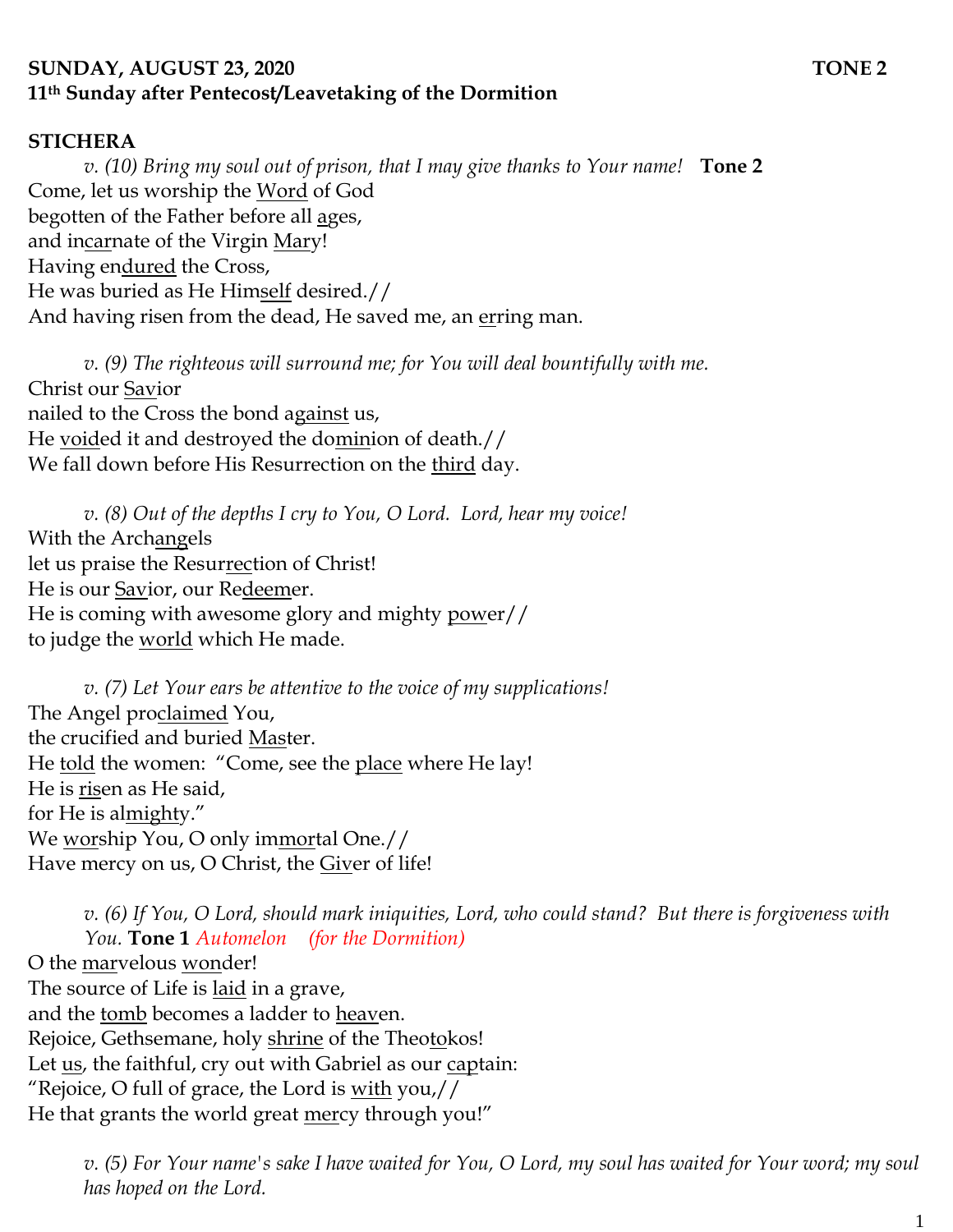**SUNDAY, AUGUST 23, 2020 TONE 2**
**11th Sunday after Pentecost/Leavetaking of the Dormition**

**STICHERA**

*v. (10) Bring my soul out of prison, that I may give thanks to Your name!* **Tone 2**

Come, let us worship the <u>Word</u> of God
begotten of the Father before all <u>ag</u>es,
and in<u>car</u>nate of the Virgin <u>Mar</u>y!
Having en<u>dured</u> the Cross,
He was buried as He Him<u>self</u> desired.//
And having risen from the dead, He saved me, an <u>er</u>ring man.

*v. (9) The righteous will surround me; for You will deal bountifully with me.*

Christ our <u>Sav</u>ior
nailed to the Cross the bond a<u>gainst</u> us,
He <u>void</u>ed it and destroyed the do<u>min</u>ion of death.//
We fall down before His Resurrection on the <u>third</u> day.

*v. (8) Out of the depths I cry to You, O Lord. Lord, hear my voice!*

With the Arch<u>ang</u>els
let us praise the Resur<u>rec</u>tion of Christ!
He is our <u>Sav</u>ior, our Re<u>deem</u>er.
He is coming with awesome glory and mighty <u>pow</u>er//
to judge the <u>world</u> which He made.

*v. (7) Let Your ears be attentive to the voice of my supplications!*

The Angel pro<u>claimed</u> You,
the crucified and buried <u>Mas</u>ter.
He <u>told</u> the women: "Come, see the <u>place</u> where He lay!
He is <u>ris</u>en as He said,
for He is al<u>might</u>y."
We <u>wor</u>ship You, O only im<u>mor</u>tal One.//
Have mercy on us, O Christ, the <u>Giv</u>er of life!

*v. (6) If You, O Lord, should mark iniquities, Lord, who could stand? But there is forgiveness with You.* **Tone 1** *Automelon (for the Dormition)*

O the <u>mar</u>velous <u>won</u>der!
The source of Life is <u>laid</u> in a grave,
and the <u>tomb</u> becomes a ladder to <u>heav</u>en.
Rejoice, Gethsemane, holy <u>shrine</u> of the Theo<u>to</u>kos!
Let <u>us</u>, the faithful, cry out with Gabriel as our <u>cap</u>tain:
"Rejoice, O full of grace, the Lord is <u>with</u> you,//
He that grants the world great <u>mer</u>cy through you!"

*v. (5) For Your name's sake I have waited for You, O Lord, my soul has waited for Your word; my soul has hoped on the Lord.*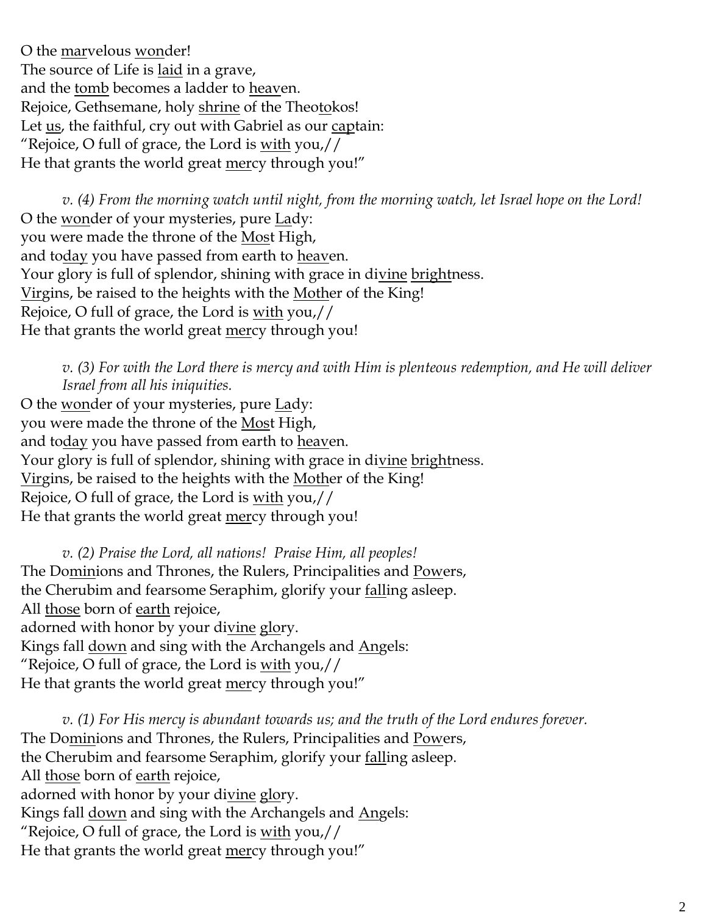O the <u>mar</u>velous <u>won</u>der!
The source of Life is <u>laid</u> in a grave,
and the <u>tomb</u> becomes a ladder to <u>heav</u>en.
Rejoice, Gethsemane, holy <u>shrine</u> of the Theo<u>to</u>kos!
Let <u>us</u>, the faithful, cry out with Gabriel as our <u>cap</u>tain:
"Rejoice, O full of grace, the Lord is <u>with</u> you,//
He that grants the world great <u>mer</u>cy through you!"

*v. (4) From the morning watch until night, from the morning watch, let Israel hope on the Lord!*
O the <u>won</u>der of your mysteries, pure <u>La</u>dy:
you were made the throne of the <u>Mos</u>t High,
and to<u>day</u> you have passed from earth to <u>heav</u>en.
Your glory is full of splendor, shining with grace in di<u>vine</u> <u>bright</u>ness.
<u>Vir</u>gins, be raised to the heights with the <u>Moth</u>er of the King!
Rejoice, O full of grace, the Lord is <u>with</u> you,//
He that grants the world great <u>mer</u>cy through you!

*v. (3) For with the Lord there is mercy and with Him is plenteous redemption, and He will deliver Israel from all his iniquities.*
O the <u>won</u>der of your mysteries, pure <u>La</u>dy:
you were made the throne of the <u>Mos</u>t High,
and to<u>day</u> you have passed from earth to <u>heav</u>en.
Your glory is full of splendor, shining with grace in di<u>vine</u> <u>bright</u>ness.
<u>Vir</u>gins, be raised to the heights with the <u>Moth</u>er of the King!
Rejoice, O full of grace, the Lord is <u>with</u> you,//
He that grants the world great <u>mer</u>cy through you!

*v. (2) Praise the Lord, all nations! Praise Him, all peoples!*
The Do<u>min</u>ions and Thrones, the Rulers, Principalities and <u>Pow</u>ers,
the Cherubim and fearsome Seraphim, glorify your <u>fall</u>ing asleep.
All <u>those</u> born of <u>earth</u> rejoice,
adorned with honor by your di<u>vine</u> <u>glo</u>ry.
Kings fall <u>down</u> and sing with the Archangels and <u>An</u>gels:
"Rejoice, O full of grace, the Lord is <u>with</u> you,//
He that grants the world great <u>mer</u>cy through you!"

*v. (1) For His mercy is abundant towards us; and the truth of the Lord endures forever.*
The Do<u>min</u>ions and Thrones, the Rulers, Principalities and <u>Pow</u>ers,
the Cherubim and fearsome Seraphim, glorify your <u>fall</u>ing asleep.
All <u>those</u> born of <u>earth</u> rejoice,
adorned with honor by your di<u>vine</u> <u>glo</u>ry.
Kings fall <u>down</u> and sing with the Archangels and <u>An</u>gels:
"Rejoice, O full of grace, the Lord is <u>with</u> you,//
He that grants the world great <u>mer</u>cy through you!"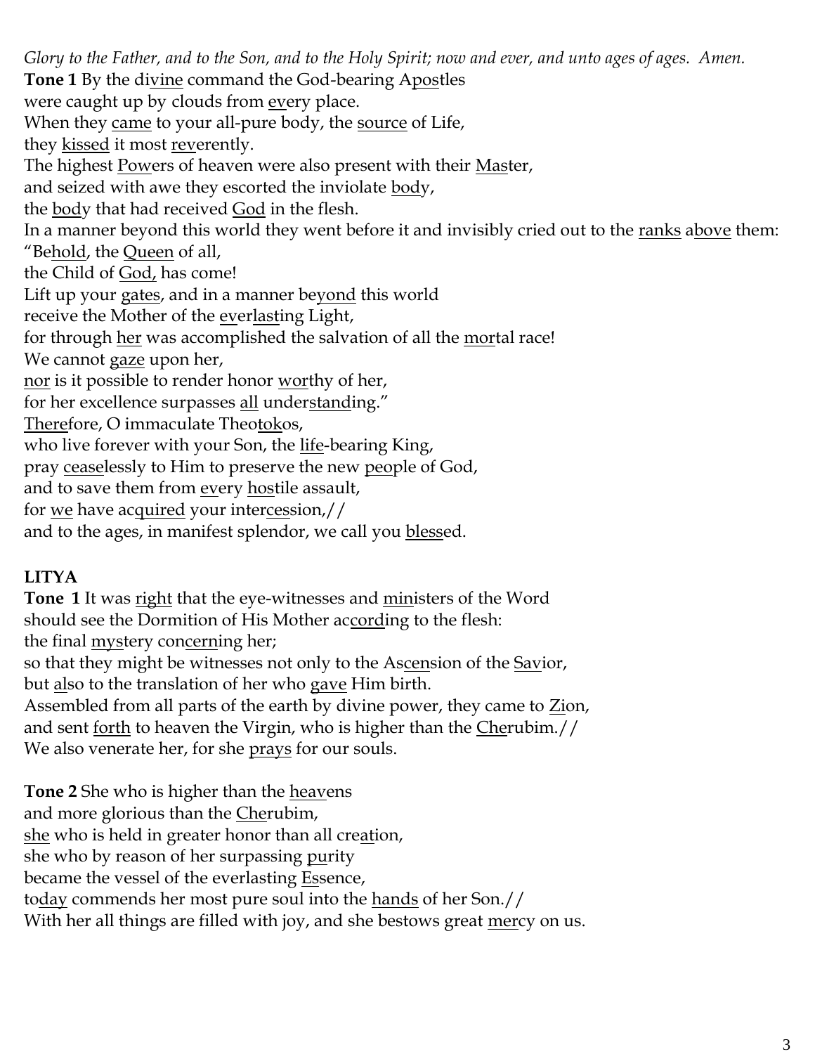*Glory to the Father, and to the Son, and to the Holy Spirit; now and ever, and unto ages of ages. Amen.*
**Tone 1** By the divine command the God-bearing Apostles
were caught up by clouds from every place.
When they came to your all-pure body, the source of Life,
they kissed it most reverently.
The highest Powers of heaven were also present with their Master,
and seized with awe they escorted the inviolate body,
the body that had received God in the flesh.
In a manner beyond this world they went before it and invisibly cried out to the ranks above them:
"Behold, the Queen of all,
the Child of God, has come!
Lift up your gates, and in a manner beyond this world
receive the Mother of the everlasting Light,
for through her was accomplished the salvation of all the mortal race!
We cannot gaze upon her,
nor is it possible to render honor worthy of her,
for her excellence surpasses all understanding."
Therefore, O immaculate Theotokos,
who live forever with your Son, the life-bearing King,
pray ceaselessly to Him to preserve the new people of God,
and to save them from every hostile assault,
for we have acquired your intercession,//
and to the ages, in manifest splendor, we call you blessed.

**LITYA**

**Tone 1** It was right that the eye-witnesses and ministers of the Word
should see the Dormition of His Mother according to the flesh:
the final mystery concerning her;
so that they might be witnesses not only to the Ascension of the Savior,
but also to the translation of her who gave Him birth.
Assembled from all parts of the earth by divine power, they came to Zion,
and sent forth to heaven the Virgin, who is higher than the Cherubim.//
We also venerate her, for she prays for our souls.

**Tone 2** She who is higher than the heavens
and more glorious than the Cherubim,
she who is held in greater honor than all creation,
she who by reason of her surpassing purity
became the vessel of the everlasting Essence,
today commends her most pure soul into the hands of her Son.//
With her all things are filled with joy, and she bestows great mercy on us.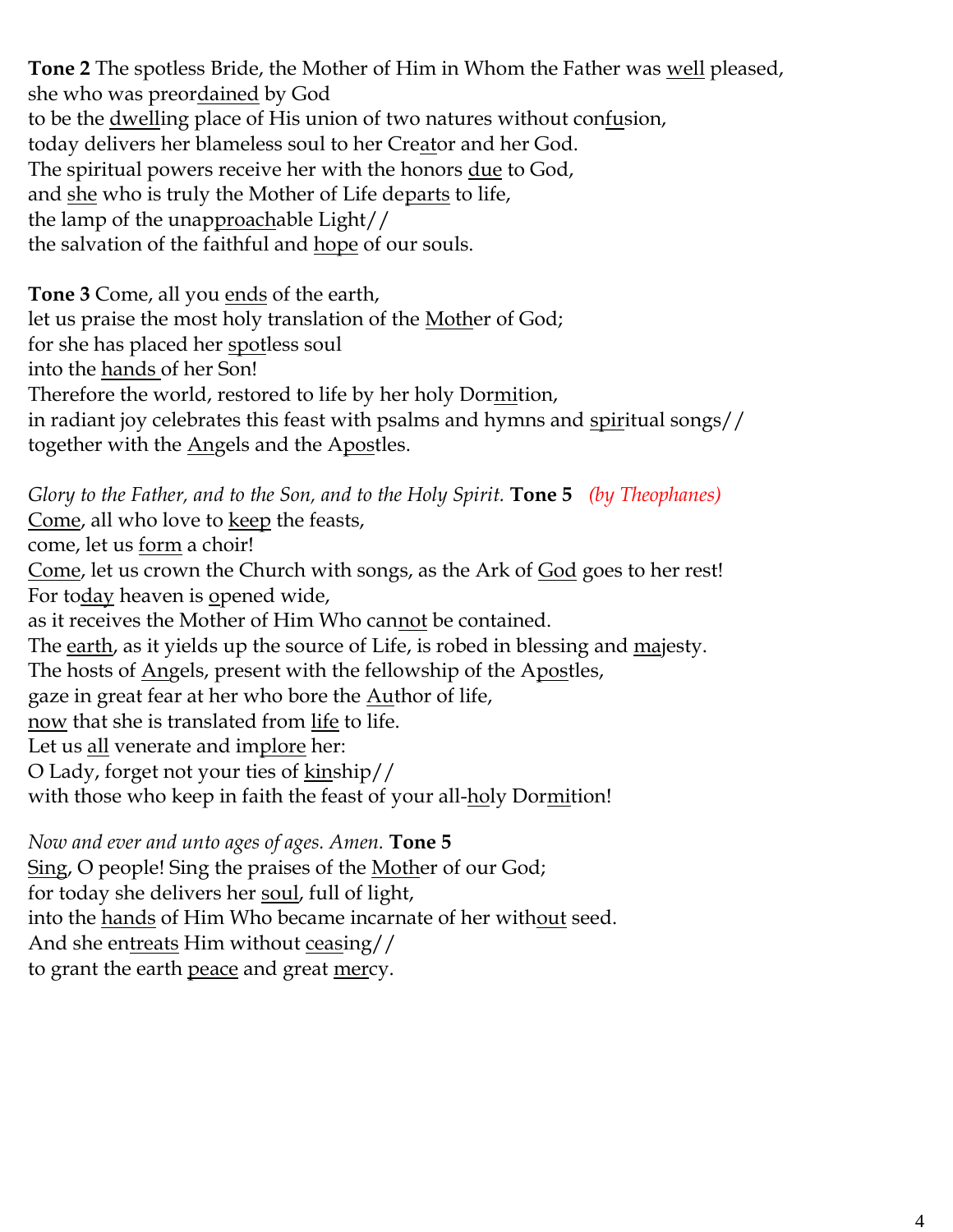**Tone 2** The spotless Bride, the Mother of Him in Whom the Father was <u>well</u> pleased,
she who was preor<u>dained</u> by God
to be the <u>dwell</u>ing place of His union of two natures without con<u>fu</u>sion,
today delivers her blameless soul to her Cre<u>at</u>or and her God.
The spiritual powers receive her with the honors <u>due</u> to God,
and <u>she</u> who is truly the Mother of Life de<u>parts</u> to life,
the lamp of the unap<u>proach</u>able Light//
the salvation of the faithful and <u>hope</u> of our souls.

**Tone 3** Come, all you <u>ends</u> of the earth,
let us praise the most holy translation of the <u>Moth</u>er of God;
for she has placed her <u>spot</u>less soul
into the <u>hands</u> of her Son!
Therefore the world, restored to life by her holy Dor<u>mi</u>tion,
in radiant joy celebrates this feast with psalms and hymns and <u>spiri</u>tual songs//
together with the <u>An</u>gels and the A<u>pos</u>tles.

*Glory to the Father, and to the Son, and to the Holy Spirit.* **Tone 5** *(by Theophanes)*
<u>Come</u>, all who love to <u>keep</u> the feasts,
come, let us <u>form</u> a choir!
<u>Come</u>, let us crown the Church with songs, as the Ark of <u>God</u> goes to her rest!
For to<u>day</u> heaven is <u>o</u>pened wide,
as it receives the Mother of Him Who can<u>not</u> be contained.
The <u>earth</u>, as it yields up the source of Life, is robed in blessing and <u>ma</u>jesty.
The hosts of <u>An</u>gels, present with the fellowship of the A<u>pos</u>tles,
gaze in great fear at her who bore the <u>Au</u>thor of life,
<u>now</u> that she is translated from <u>life</u> to life.
Let us <u>all</u> venerate and im<u>plore</u> her:
O Lady, forget not your ties of <u>kin</u>ship//
with those who keep in faith the feast of your all-<u>ho</u>ly Dor<u>mi</u>tion!

*Now and ever and unto ages of ages. Amen.* **Tone 5**
<u>Sing</u>, O people! Sing the praises of the <u>Moth</u>er of our God;
for today she delivers her <u>soul</u>, full of light,
into the <u>hands</u> of Him Who became incarnate of her with<u>out</u> seed.
And she en<u>treats</u> Him without <u>ceas</u>ing//
to grant the earth <u>peace</u> and great <u>mer</u>cy.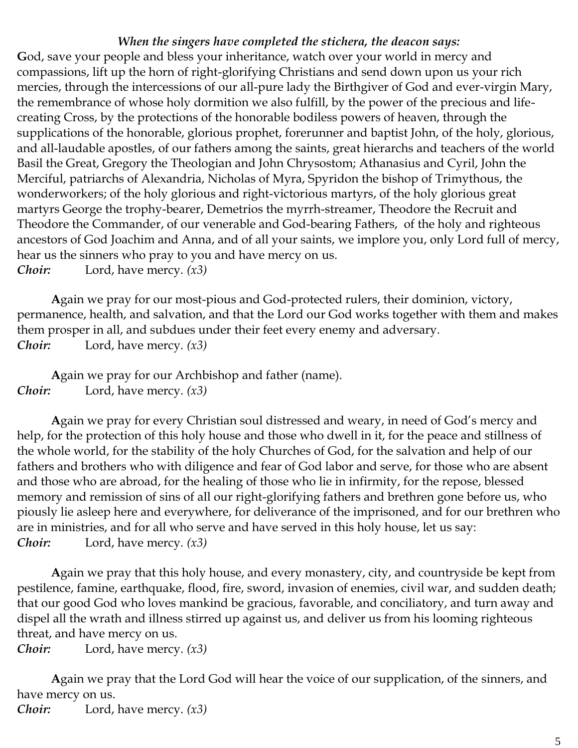***When the singers have completed the stichera, the deacon says:***

**G**od, save your people and bless your inheritance, watch over your world in mercy and compassions, lift up the horn of right-glorifying Christians and send down upon us your rich mercies, through the intercessions of our all-pure lady the Birthgiver of God and ever-virgin Mary, the remembrance of whose holy dormition we also fulfill, by the power of the precious and life-creating Cross, by the protections of the honorable bodiless powers of heaven, through the supplications of the honorable, glorious prophet, forerunner and baptist John, of the holy, glorious, and all-laudable apostles, of our fathers among the saints, great hierarchs and teachers of the world Basil the Great, Gregory the Theologian and John Chrysostom; Athanasius and Cyril, John the Merciful, patriarchs of Alexandria, Nicholas of Myra, Spyridon the bishop of Trimythous, the wonderworkers; of the holy glorious and right-victorious martyrs, of the holy glorious great martyrs George the trophy-bearer, Demetrios the myrrh-streamer, Theodore the Recruit and Theodore the Commander, of our venerable and God-bearing Fathers, of the holy and righteous ancestors of God Joachim and Anna, and of all your saints, we implore you, only Lord full of mercy, hear us the sinners who pray to you and have mercy on us.

***Choir:*** Lord, have mercy. *(x3)*

**A**gain we pray for our most-pious and God-protected rulers, their dominion, victory, permanence, health, and salvation, and that the Lord our God works together with them and makes them prosper in all, and subdues under their feet every enemy and adversary.

***Choir:*** Lord, have mercy. *(x3)*

**A**gain we pray for our Archbishop and father (name).

***Choir:*** Lord, have mercy. *(x3)*

**A**gain we pray for every Christian soul distressed and weary, in need of God's mercy and help, for the protection of this holy house and those who dwell in it, for the peace and stillness of the whole world, for the stability of the holy Churches of God, for the salvation and help of our fathers and brothers who with diligence and fear of God labor and serve, for those who are absent and those who are abroad, for the healing of those who lie in infirmity, for the repose, blessed memory and remission of sins of all our right-glorifying fathers and brethren gone before us, who piously lie asleep here and everywhere, for deliverance of the imprisoned, and for our brethren who are in ministries, and for all who serve and have served in this holy house, let us say:

***Choir:*** Lord, have mercy. *(x3)*

**A**gain we pray that this holy house, and every monastery, city, and countryside be kept from pestilence, famine, earthquake, flood, fire, sword, invasion of enemies, civil war, and sudden death; that our good God who loves mankind be gracious, favorable, and conciliatory, and turn away and dispel all the wrath and illness stirred up against us, and deliver us from his looming righteous threat, and have mercy on us.

***Choir:*** Lord, have mercy. *(x3)*

**A**gain we pray that the Lord God will hear the voice of our supplication, of the sinners, and have mercy on us.

***Choir:*** Lord, have mercy. *(x3)*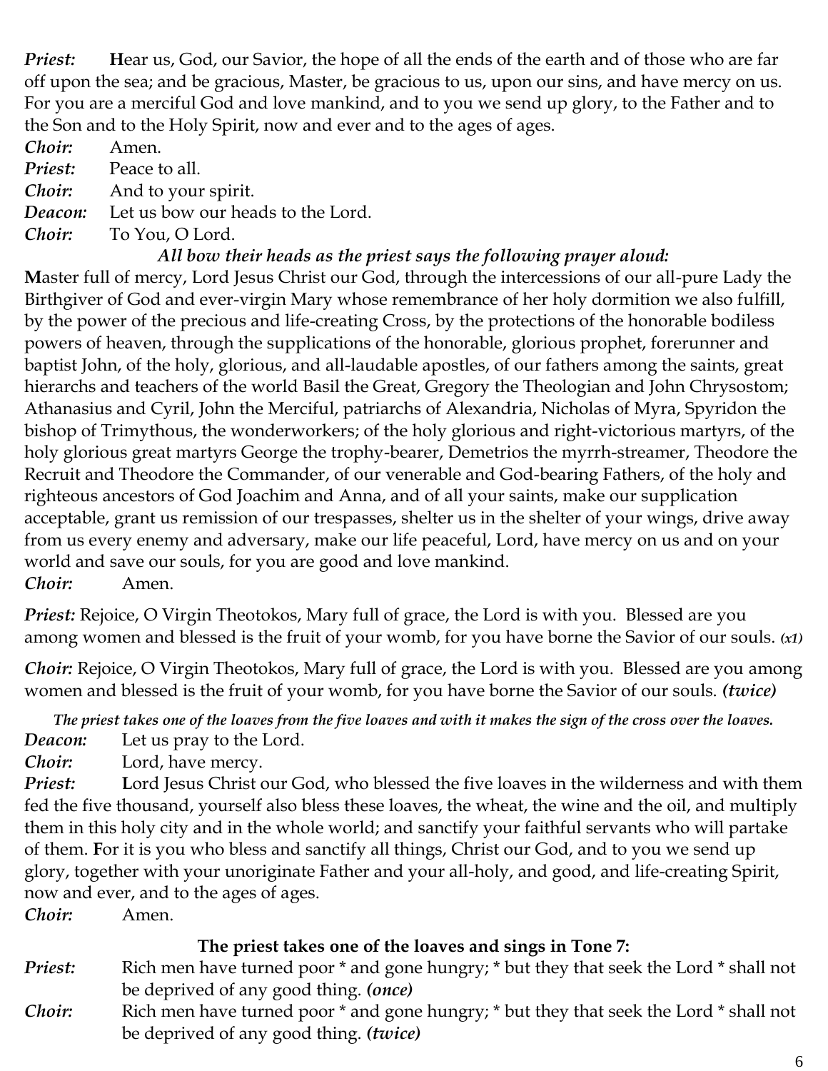***Priest:*** **H**ear us, God, our Savior, the hope of all the ends of the earth and of those who are far off upon the sea; and be gracious, Master, be gracious to us, upon our sins, and have mercy on us. For you are a merciful God and love mankind, and to you we send up glory, to the Father and to the Son and to the Holy Spirit, now and ever and to the ages of ages.

***Choir:*** Amen.

***Priest:*** Peace to all.

***Choir:*** And to your spirit.

***Deacon:*** Let us bow our heads to the Lord.

***Choir:*** To You, O Lord.

***All bow their heads as the priest says the following prayer aloud:***

**M**aster full of mercy, Lord Jesus Christ our God, through the intercessions of our all-pure Lady the Birthgiver of God and ever-virgin Mary whose remembrance of her holy dormition we also fulfill, by the power of the precious and life-creating Cross, by the protections of the honorable bodiless powers of heaven, through the supplications of the honorable, glorious prophet, forerunner and baptist John, of the holy, glorious, and all-laudable apostles, of our fathers among the saints, great hierarchs and teachers of the world Basil the Great, Gregory the Theologian and John Chrysostom; Athanasius and Cyril, John the Merciful, patriarchs of Alexandria, Nicholas of Myra, Spyridon the bishop of Trimythous, the wonderworkers; of the holy glorious and right-victorious martyrs, of the holy glorious great martyrs George the trophy-bearer, Demetrios the myrrh-streamer, Theodore the Recruit and Theodore the Commander, of our venerable and God-bearing Fathers, of the holy and righteous ancestors of God Joachim and Anna, and of all your saints, make our supplication acceptable, grant us remission of our trespasses, shelter us in the shelter of your wings, drive away from us every enemy and adversary, make our life peaceful, Lord, have mercy on us and on your world and save our souls, for you are good and love mankind.

***Choir:*** Amen.

***Priest:*** Rejoice, O Virgin Theotokos, Mary full of grace, the Lord is with you. Blessed are you among women and blessed is the fruit of your womb, for you have borne the Savior of our souls. ***(x1)***

***Choir:*** Rejoice, O Virgin Theotokos, Mary full of grace, the Lord is with you. Blessed are you among women and blessed is the fruit of your womb, for you have borne the Savior of our souls. ***(twice)***

***The priest takes one of the loaves from the five loaves and with it makes the sign of the cross over the loaves.***

***Deacon:*** Let us pray to the Lord.

***Choir:*** Lord, have mercy.

***Priest:*** **L**ord Jesus Christ our God, who blessed the five loaves in the wilderness and with them fed the five thousand, yourself also bless these loaves, the wheat, the wine and the oil, and multiply them in this holy city and in the whole world; and sanctify your faithful servants who will partake of them. **F**or it is you who bless and sanctify all things, Christ our God, and to you we send up glory, together with your unoriginate Father and your all-holy, and good, and life-creating Spirit, now and ever, and to the ages of ages.

***Choir:*** Amen.

**The priest takes one of the loaves and sings in Tone 7:**

***Priest:*** Rich men have turned poor * and gone hungry; * but they that seek the Lord * shall not be deprived of any good thing. ***(once)***

***Choir:*** Rich men have turned poor * and gone hungry; * but they that seek the Lord * shall not be deprived of any good thing. ***(twice)***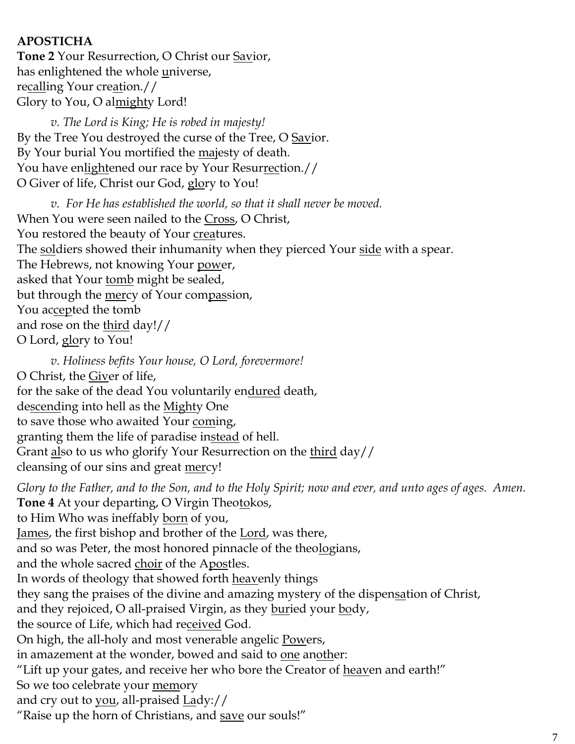**APOSTICHA**

**Tone 2** Your Resurrection, O Christ our Savior,
has enlightened the whole universe,
recalling Your creation.//
Glory to You, O almighty Lord!

*v. The Lord is King; He is robed in majesty!*

By the Tree You destroyed the curse of the Tree, O Savior.
By Your burial You mortified the majesty of death.
You have enlightened our race by Your Resurrection.//
O Giver of life, Christ our God, glory to You!

*v. For He has established the world, so that it shall never be moved.*

When You were seen nailed to the Cross, O Christ,
You restored the beauty of Your creatures.
The soldiers showed their inhumanity when they pierced Your side with a spear.
The Hebrews, not knowing Your power,
asked that Your tomb might be sealed,
but through the mercy of Your compassion,
You accepted the tomb
and rose on the third day!//
O Lord, glory to You!

*v. Holiness befits Your house, O Lord, forevermore!*

O Christ, the Giver of life,
for the sake of the dead You voluntarily endured death,
descending into hell as the Mighty One
to save those who awaited Your coming,
granting them the life of paradise instead of hell.
Grant also to us who glorify Your Resurrection on the third day//
cleansing of our sins and great mercy!

*Glory to the Father, and to the Son, and to the Holy Spirit; now and ever, and unto ages of ages. Amen.*

**Tone 4** At your departing, O Virgin Theotokos,
to Him Who was ineffably born of you,
James, the first bishop and brother of the Lord, was there,
and so was Peter, the most honored pinnacle of the theologians,
and the whole sacred choir of the Apostles.
In words of theology that showed forth heavenly things
they sang the praises of the divine and amazing mystery of the dispensation of Christ,
and they rejoiced, O all-praised Virgin, as they buried your body,
the source of Life, which had received God.
On high, the all-holy and most venerable angelic Powers,
in amazement at the wonder, bowed and said to one another:
"Lift up your gates, and receive her who bore the Creator of heaven and earth!"
So we too celebrate your memory
and cry out to you, all-praised Lady://
"Raise up the horn of Christians, and save our souls!"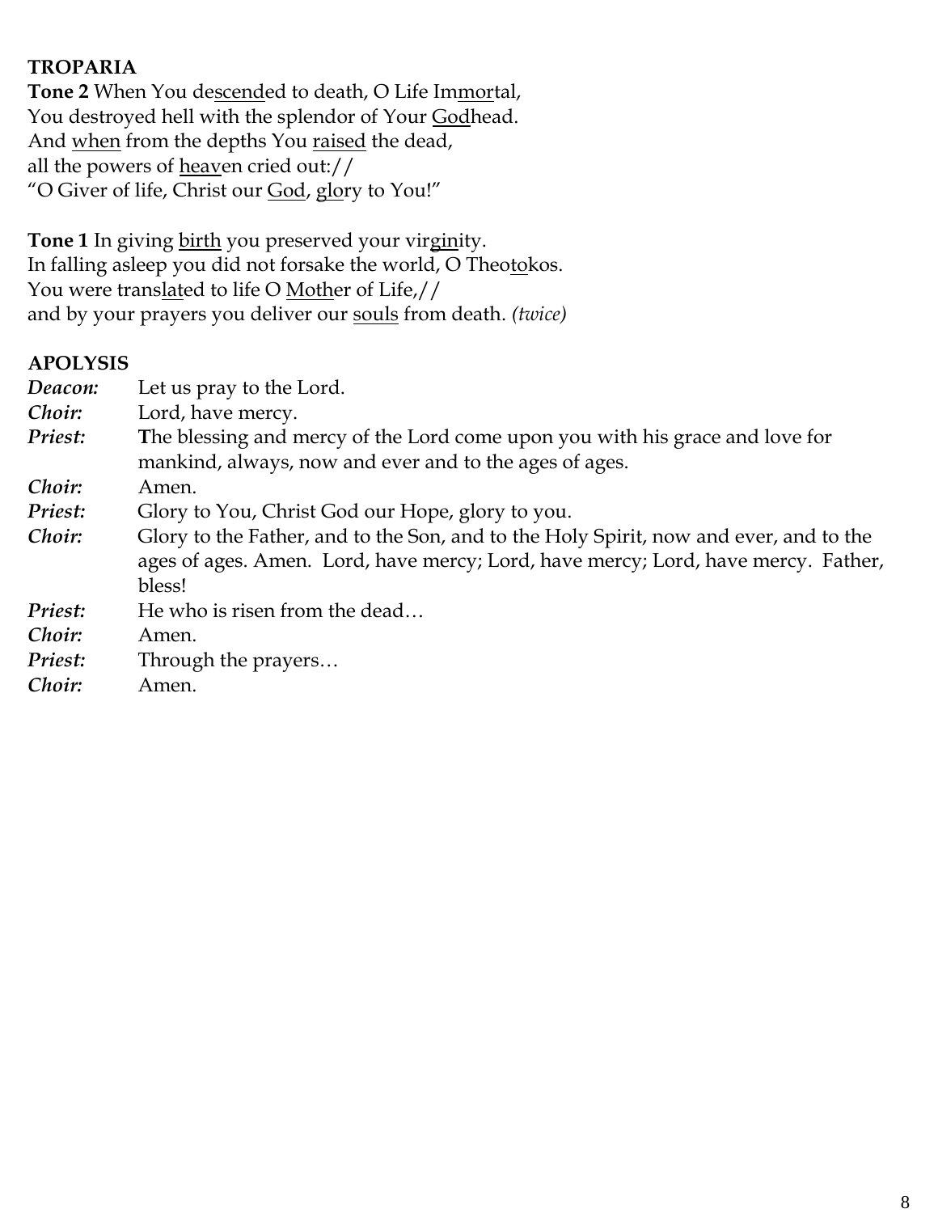**TROPARIA**

**Tone 2** When You descended to death, O Life Immortal,
You destroyed hell with the splendor of Your Godhead.
And when from the depths You raised the dead,
all the powers of heaven cried out://
"O Giver of life, Christ our God, glory to You!"

**Tone 1** In giving birth you preserved your virginity.
In falling asleep you did not forsake the world, O Theotokos.
You were translated to life O Mother of Life,//
and by your prayers you deliver our souls from death. *(twice)*

**APOLYSIS**

***Deacon:*** Let us pray to the Lord.

***Choir:*** Lord, have mercy.

***Priest:*** **T**he blessing and mercy of the Lord come upon you with his grace and love for mankind, always, now and ever and to the ages of ages.

***Choir:*** Amen.

***Priest:*** Glory to You, Christ God our Hope, glory to you.

***Choir:*** Glory to the Father, and to the Son, and to the Holy Spirit, now and ever, and to the ages of ages. Amen. Lord, have mercy; Lord, have mercy; Lord, have mercy. Father, bless!

***Priest:*** He who is risen from the dead…

***Choir:*** Amen.

***Priest:*** Through the prayers…

***Choir:*** Amen.